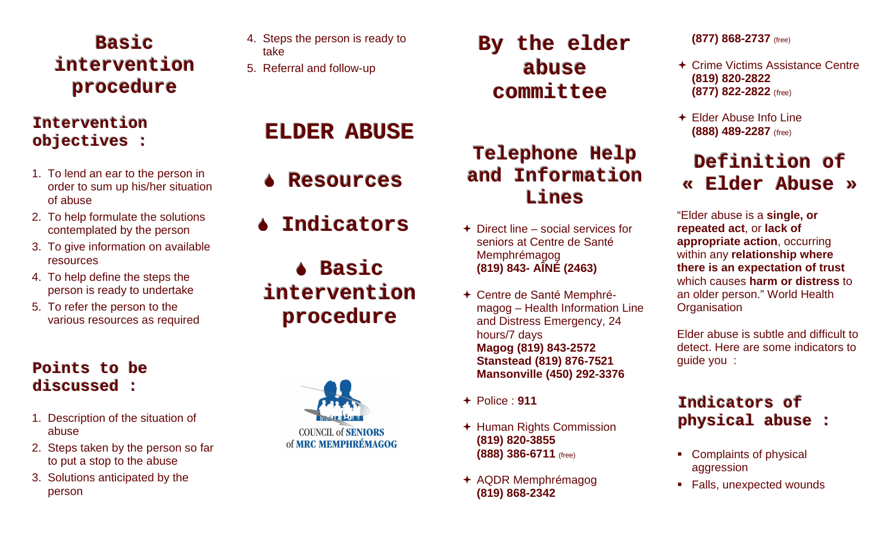# Basic intervention procedure

## Intervention objectives :

1. To lend an ear to the person in order to sum up his/her situation of abuse
2. To help formulate the solutions contemplated by the person
3. To give information on available resources
4. To help define the steps the person is ready to undertake
5. To refer the person to the various resources as required

## Points to be discussed :

1. Description of the situation of abuse
2. Steps taken by the person so far to put a stop to the abuse
3. Solutions anticipated by the person
4. Steps the person is ready to take
5. Referral and follow-up

# ELDER ABUSE

## Resources

## Indicators

## Basic intervention procedure

COUNCIL of SENIORS of MRC MEMPHRÉMAGOG

# By the elder abuse committee

## Telephone Help and Information Lines

- Direct line – social services for seniors at Centre de Santé Memphrémagog
  **(819) 843- AÎNÉ (2463)**
- Centre de Santé Memphré-magog – Health Information Line and Distress Emergency, 24 hours/7 days
  **Magog (819) 843-2572**
  **Stanstead (819) 876-7521**
  **Mansonville (450) 292-3376**
- Police : **911**
- Human Rights Commission
  **(819) 820-3855**
  **(888) 386-6711** (free)
- AQDR Memphrémagog
  **(819) 868-2342**
  **(877) 868-2737** (free)
- Crime Victims Assistance Centre
  **(819) 820-2822**
  **(877) 822-2822** (free)
- Elder Abuse Info Line
  **(888) 489-2287** (free)

## Definition of « Elder Abuse »

“Elder abuse is a **single, or repeated act**, or **lack of appropriate action**, occurring within any **relationship where there is an expectation of trust** which causes **harm or distress** to an older person.” World Health Organisation

Elder abuse is subtle and difficult to detect. Here are some indicators to guide you :

## Indicators of physical abuse :

- Complaints of physical aggression
- Falls, unexpected wounds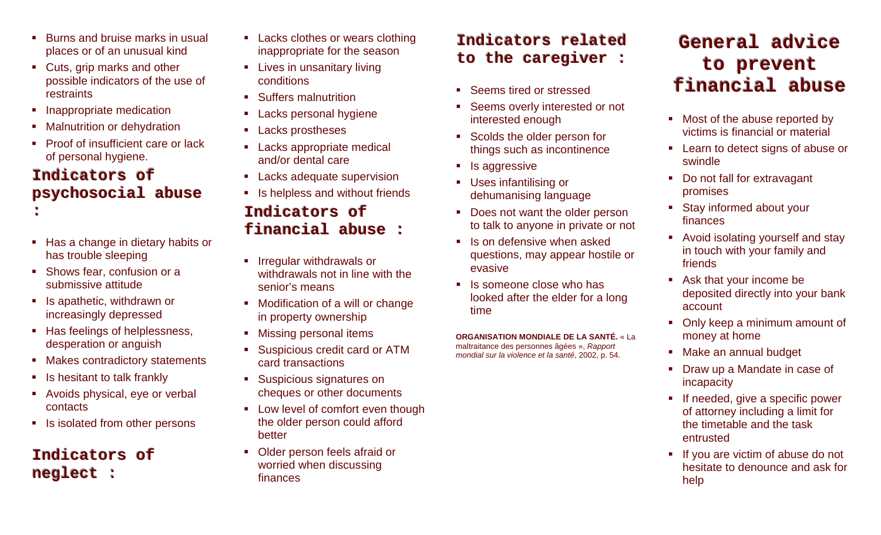- Burns and bruise marks in usual places or of an unusual kind
- Cuts, grip marks and other possible indicators of the use of restraints
- Inappropriate medication
- Malnutrition or dehydration
- Proof of insufficient care or lack of personal hygiene.

## Indicators of psychosocial abuse :

- Has a change in dietary habits or has trouble sleeping
- Shows fear, confusion or a submissive attitude
- Is apathetic, withdrawn or increasingly depressed
- Has feelings of helplessness, desperation or anguish
- Makes contradictory statements
- Is hesitant to talk frankly
- Avoids physical, eye or verbal contacts
- Is isolated from other persons

## Indicators of neglect :

- Lacks clothes or wears clothing inappropriate for the season
- Lives in unsanitary living conditions
- Suffers malnutrition
- Lacks personal hygiene
- Lacks prostheses
- Lacks appropriate medical and/or dental care
- Lacks adequate supervision
- Is helpless and without friends

## Indicators of financial abuse :

- Irregular withdrawals or withdrawals not in line with the senior's means
- Modification of a will or change in property ownership
- Missing personal items
- Suspicious credit card or ATM card transactions
- Suspicious signatures on cheques or other documents
- Low level of comfort even though the older person could afford better
- Older person feels afraid or worried when discussing finances

## Indicators related to the caregiver :

- Seems tired or stressed
- Seems overly interested or not interested enough
- Scolds the older person for things such as incontinence
- Is aggressive
- Uses infantilising or dehumanising language
- Does not want the older person to talk to anyone in private or not
- Is on defensive when asked questions, may appear hostile or evasive
- Is someone close who has looked after the elder for a long time

**ORGANISATION MONDIALE DE LA SANTÉ.** « La maltraitance des personnes âgées », *Rapport mondial sur la violence et la santé*, 2002, p. 54.

# General advice to prevent financial abuse

- Most of the abuse reported by victims is financial or material
- Learn to detect signs of abuse or swindle
- Do not fall for extravagant promises
- Stay informed about your finances
- Avoid isolating yourself and stay in touch with your family and friends
- Ask that your income be deposited directly into your bank account
- Only keep a minimum amount of money at home
- Make an annual budget
- Draw up a Mandate in case of incapacity
- If needed, give a specific power of attorney including a limit for the timetable and the task entrusted
- If you are victim of abuse do not hesitate to denounce and ask for help